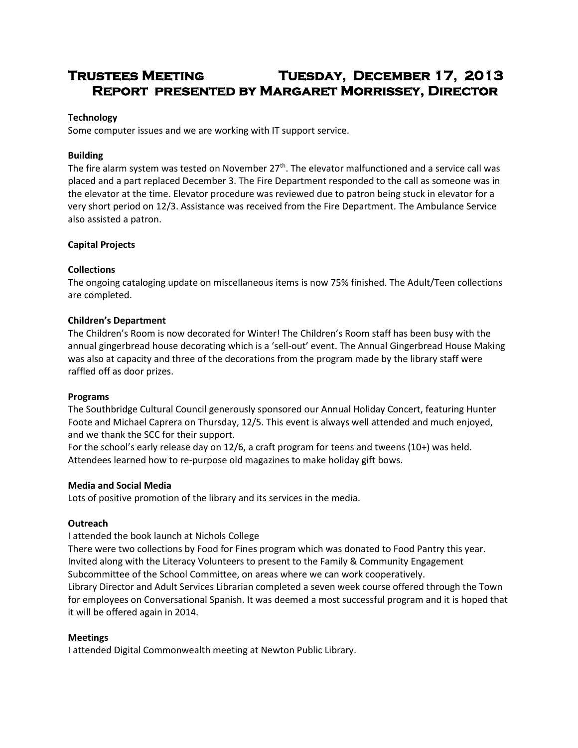# Trustees Meeting Tuesday, December 17, 2013
# Report presented by Margaret Morrissey, Director

**Technology**

Some computer issues and we are working with IT support service.

**Building**

The fire alarm system was tested on November 27th. The elevator malfunctioned and a service call was placed and a part replaced December 3. The Fire Department responded to the call as someone was in the elevator at the time. Elevator procedure was reviewed due to patron being stuck in elevator for a very short period on 12/3. Assistance was received from the Fire Department. The Ambulance Service also assisted a patron.

**Capital Projects**

**Collections**

The ongoing cataloging update on miscellaneous items is now 75% finished. The Adult/Teen collections are completed.

**Children's Department**

The Children's Room is now decorated for Winter! The Children's Room staff has been busy with the annual gingerbread house decorating which is a 'sell-out' event. The Annual Gingerbread House Making was also at capacity and three of the decorations from the program made by the library staff were raffled off as door prizes.

**Programs**

The Southbridge Cultural Council generously sponsored our Annual Holiday Concert, featuring Hunter Foote and Michael Caprera on Thursday, 12/5. This event is always well attended and much enjoyed, and we thank the SCC for their support.

For the school's early release day on 12/6, a craft program for teens and tweens (10+) was held. Attendees learned how to re-purpose old magazines to make holiday gift bows.

**Media and Social Media**

Lots of positive promotion of the library and its services in the media.

**Outreach**

I attended the book launch at Nichols College

There were two collections by Food for Fines program which was donated to Food Pantry this year.

Invited along with the Literacy Volunteers to present to the Family & Community Engagement Subcommittee of the School Committee, on areas where we can work cooperatively.

Library Director and Adult Services Librarian completed a seven week course offered through the Town for employees on Conversational Spanish. It was deemed a most successful program and it is hoped that it will be offered again in 2014.

**Meetings**

I attended Digital Commonwealth meeting at Newton Public Library.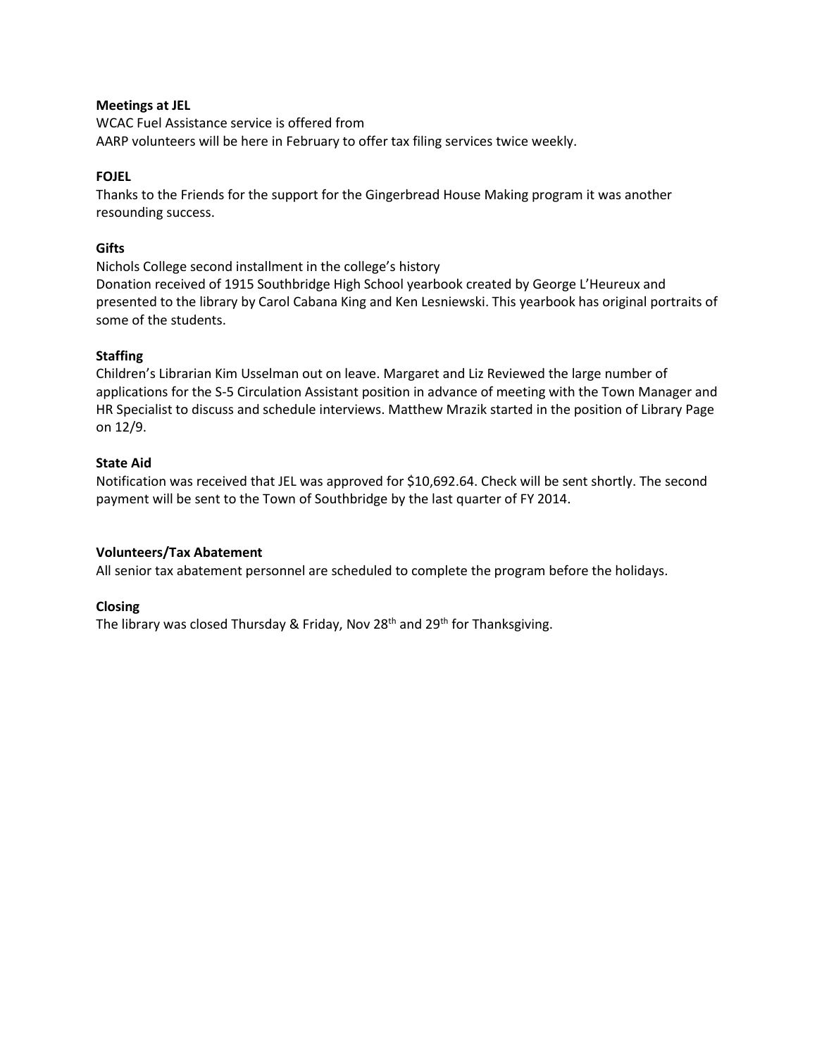**Meetings at JEL**

WCAC Fuel Assistance service is offered from

AARP volunteers will be here in February to offer tax filing services twice weekly.

**FOJEL**

Thanks to the Friends for the support for the Gingerbread House Making program it was another resounding success.

**Gifts**

Nichols College second installment in the college's history

Donation received of 1915 Southbridge High School yearbook created by George L'Heureux and presented to the library by Carol Cabana King and Ken Lesniewski. This yearbook has original portraits of some of the students.

**Staffing**

Children's Librarian Kim Usselman out on leave. Margaret and Liz Reviewed the large number of applications for the S-5 Circulation Assistant position in advance of meeting with the Town Manager and HR Specialist to discuss and schedule interviews. Matthew Mrazik started in the position of Library Page on 12/9.

**State Aid**

Notification was received that JEL was approved for $10,692.64. Check will be sent shortly. The second payment will be sent to the Town of Southbridge by the last quarter of FY 2014.

**Volunteers/Tax Abatement**

All senior tax abatement personnel are scheduled to complete the program before the holidays.

**Closing**

The library was closed Thursday & Friday, Nov 28th and 29th for Thanksgiving.